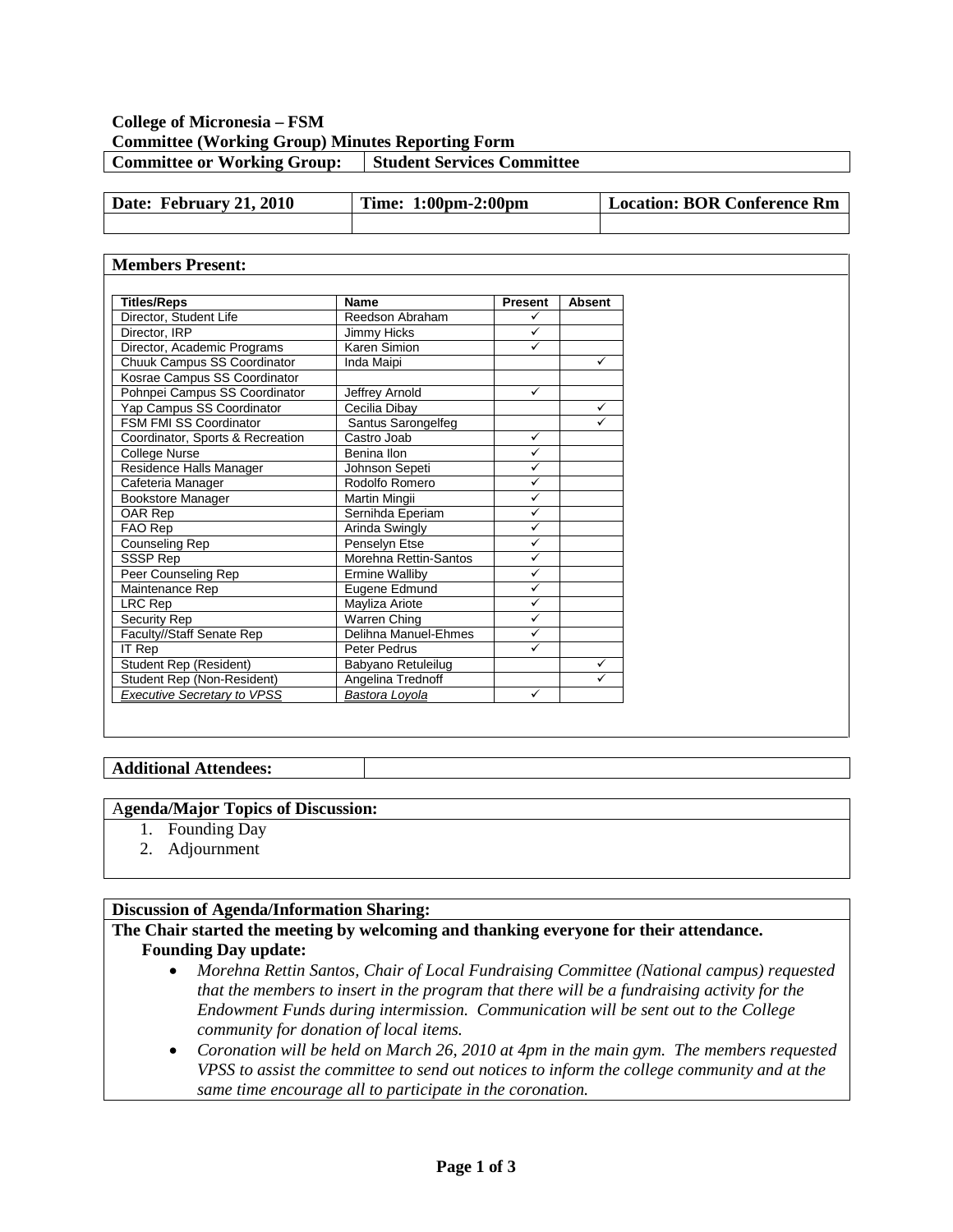**College of Micronesia – FSM**
**Committee (Working Group) Minutes Reporting Form**

| **Committee or Working Group:** | **Student Services Committee** |
|---|---|

| **Date: February 21, 2010** | **Time: 1:00pm-2:00pm** | **Location: BOR Conference Rm** |
|---|---|---|
| | | |

**Members Present:**

| Titles/Reps | Name | Present | Absent |
|---|---|---|---|
| Director, Student Life | Reedson Abraham | ✓ | |
| Director, IRP | Jimmy Hicks | ✓ | |
| Director, Academic Programs | Karen Simion | ✓ | |
| Chuuk Campus SS Coordinator | Inda Maipi | | ✓ |
| Kosrae Campus SS Coordinator | | | |
| Pohnpei Campus SS Coordinator | Jeffrey Arnold | ✓ | |
| Yap Campus SS Coordinator | Cecilia Dibay | | ✓ |
| FSM FMI SS Coordinator | Santus Sarongelfeg | | ✓ |
| Coordinator, Sports & Recreation | Castro Joab | ✓ | |
| College Nurse | Benina Ilon | ✓ | |
| Residence Halls Manager | Johnson Sepeti | ✓ | |
| Cafeteria Manager | Rodolfo Romero | ✓ | |
| Bookstore Manager | Martin Mingii | ✓ | |
| OAR Rep | Sernihda Eperiam | ✓ | |
| FAO Rep | Arinda Swingly | ✓ | |
| Counseling Rep | Penselyn Etse | ✓ | |
| SSSP Rep | Morehna Rettin-Santos | ✓ | |
| Peer Counseling Rep | Ermine Walliby | ✓ | |
| Maintenance Rep | Eugene Edmund | ✓ | |
| LRC Rep | Mayliza Ariote | ✓ | |
| Security Rep | Warren Ching | ✓ | |
| Faculty//Staff Senate Rep | Delihna Manuel-Ehmes | ✓ | |
| IT Rep | Peter Pedrus | ✓ | |
| Student Rep (Resident) | Babyano Retuleilug | | ✓ |
| Student Rep (Non-Resident) | Angelina Trednoff | | ✓ |
| *Executive Secretary to VPSS* | *Bastora Loyola* | ✓ | |

| **Additional Attendees:** | |
|---|---|

**Agenda/Major Topics of Discussion:**

1. Founding Day
2. Adjournment

**Discussion of Agenda/Information Sharing:**

**The Chair started the meeting by welcoming and thanking everyone for their attendance.**

**Founding Day update:**

- *Morehna Rettin Santos, Chair of Local Fundraising Committee (National campus) requested that the members to insert in the program that there will be a fundraising activity for the Endowment Funds during intermission. Communication will be sent out to the College community for donation of local items.*
- *Coronation will be held on March 26, 2010 at 4pm in the main gym. The members requested VPSS to assist the committee to send out notices to inform the college community and at the same time encourage all to participate in the coronation.*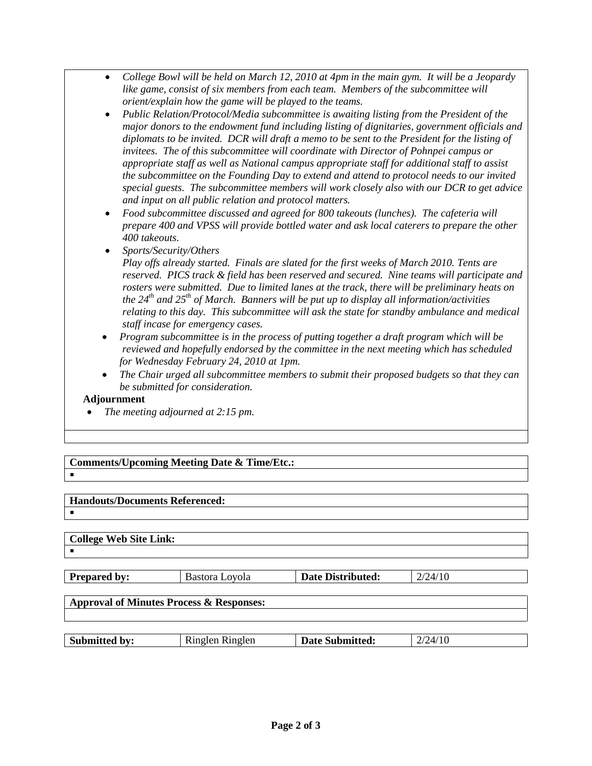- *College Bowl will be held on March 12, 2010 at 4pm in the main gym. It will be a Jeopardy like game, consist of six members from each team. Members of the subcommittee will orient/explain how the game will be played to the teams.*
- *Public Relation/Protocol/Media subcommittee is awaiting listing from the President of the major donors to the endowment fund including listing of dignitaries, government officials and diplomats to be invited. DCR will draft a memo to be sent to the President for the listing of invitees. The of this subcommittee will coordinate with Director of Pohnpei campus or appropriate staff as well as National campus appropriate staff for additional staff to assist the subcommittee on the Founding Day to extend and attend to protocol needs to our invited special guests. The subcommittee members will work closely also with our DCR to get advice and input on all public relation and protocol matters.*
- *Food subcommittee discussed and agreed for 800 takeouts (lunches). The cafeteria will prepare 400 and VPSS will provide bottled water and ask local caterers to prepare the other 400 takeouts.*
- *Sports/Security/Others*
  *Play offs already started. Finals are slated for the first weeks of March 2010. Tents are reserved. PICS track & field has been reserved and secured. Nine teams will participate and rosters were submitted. Due to limited lanes at the track, there will be preliminary heats on the 24th and 25th of March. Banners will be put up to display all information/activities relating to this day. This subcommittee will ask the state for standby ambulance and medical staff incase for emergency cases.*
- *Program subcommittee is in the process of putting together a draft program which will be reviewed and hopefully endorsed by the committee in the next meeting which has scheduled for Wednesday February 24, 2010 at 1pm.*
- *The Chair urged all subcommittee members to submit their proposed budgets so that they can be submitted for consideration.*

**Adjournment**

- *The meeting adjourned at 2:15 pm.*

**Comments/Upcoming Meeting Date & Time/Etc.:**

- 

**Handouts/Documents Referenced:**

- 

**College Web Site Link:**

- 

| **Prepared by:** | Bastora Loyola | **Date Distributed:** | 2/24/10 |
|---|---|---|---|

**Approval of Minutes Process & Responses:**

| **Submitted by:** | Ringlen Ringlen | **Date Submitted:** | 2/24/10 |
|---|---|---|---|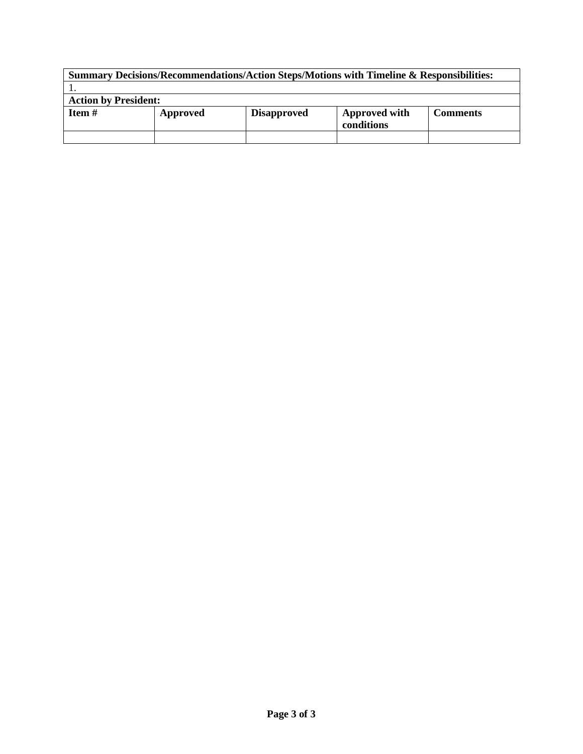| Summary Decisions/Recommendations/Action Steps/Motions with Timeline & Responsibilities: | | | | |
|---|---|---|---|---|
| 1. | | | | |
| **Action by President:** | | | | |
| **Item #** | **Approved** | **Disapproved** | **Approved with conditions** | **Comments** |
| | | | | |